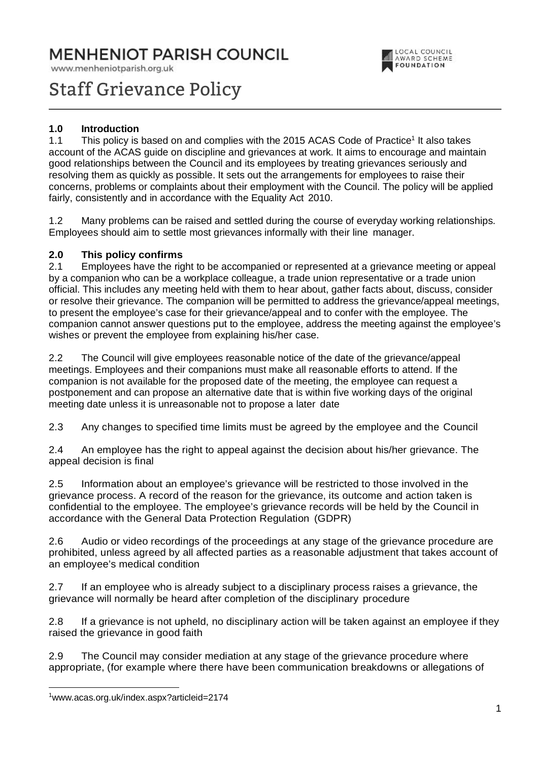# MENHENIOT PARISH COUNCIL

www.menheniotparish.org.uk

# Staff Grievance Policy

## 1.0 Introduction

1.1 This policy is based on and complies with the 2015 ACAS Code of Practice[1] It also takes account of the ACAS guide on discipline and grievances at work. It aims to encourage and maintain good relationships between the Council and its employees by treating grievances seriously and resolving them as quickly as possible. It sets out the arrangements for employees to raise their concerns, problems or complaints about their employment with the Council. The policy will be applied fairly, consistently and in accordance with the Equality Act 2010.

1.2 Many problems can be raised and settled during the course of everyday working relationships. Employees should aim to settle most grievances informally with their line manager.

## 2.0 This policy confirms

2.1 Employees have the right to be accompanied or represented at a grievance meeting or appeal by a companion who can be a workplace colleague, a trade union representative or a trade union official. This includes any meeting held with them to hear about, gather facts about, discuss, consider or resolve their grievance. The companion will be permitted to address the grievance/appeal meetings, to present the employee's case for their grievance/appeal and to confer with the employee. The companion cannot answer questions put to the employee, address the meeting against the employee's wishes or prevent the employee from explaining his/her case.

2.2 The Council will give employees reasonable notice of the date of the grievance/appeal meetings. Employees and their companions must make all reasonable efforts to attend. If the companion is not available for the proposed date of the meeting, the employee can request a postponement and can propose an alternative date that is within five working days of the original meeting date unless it is unreasonable not to propose a later date

2.3 Any changes to specified time limits must be agreed by the employee and the Council

2.4 An employee has the right to appeal against the decision about his/her grievance. The appeal decision is final

2.5 Information about an employee's grievance will be restricted to those involved in the grievance process. A record of the reason for the grievance, its outcome and action taken is confidential to the employee. The employee's grievance records will be held by the Council in accordance with the General Data Protection Regulation (GDPR)

2.6 Audio or video recordings of the proceedings at any stage of the grievance procedure are prohibited, unless agreed by all affected parties as a reasonable adjustment that takes account of an employee's medical condition

2.7 If an employee who is already subject to a disciplinary process raises a grievance, the grievance will normally be heard after completion of the disciplinary procedure

2.8 If a grievance is not upheld, no disciplinary action will be taken against an employee if they raised the grievance in good faith

2.9 The Council may consider mediation at any stage of the grievance procedure where appropriate, (for example where there have been communication breakdowns or allegations of

[1] www.acas.org.uk/index.aspx?articleid=2174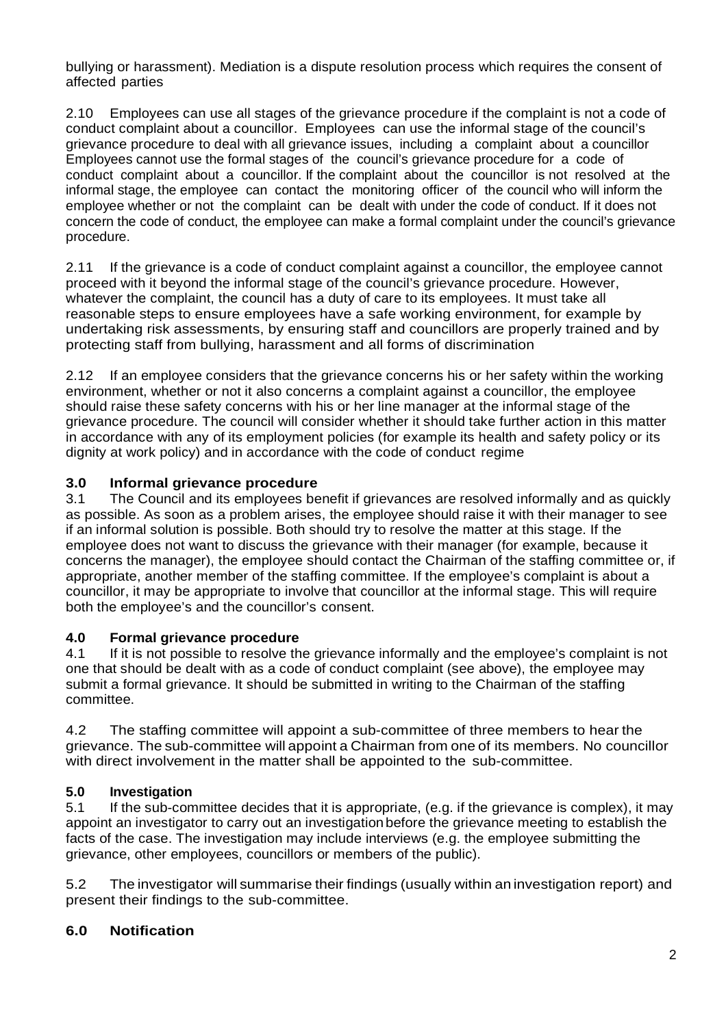bullying or harassment). Mediation is a dispute resolution process which requires the consent of affected parties

2.10 Employees can use all stages of the grievance procedure if the complaint is not a code of conduct complaint about a councillor. Employees can use the informal stage of the council's grievance procedure to deal with all grievance issues, including a complaint about a councillor Employees cannot use the formal stages of the council's grievance procedure for a code of conduct complaint about a councillor. If the complaint about the councillor is not resolved at the informal stage, the employee can contact the monitoring officer of the council who will inform the employee whether or not the complaint can be dealt with under the code of conduct. If it does not concern the code of conduct, the employee can make a formal complaint under the council's grievance procedure.

2.11 If the grievance is a code of conduct complaint against a councillor, the employee cannot proceed with it beyond the informal stage of the council's grievance procedure. However, whatever the complaint, the council has a duty of care to its employees. It must take all reasonable steps to ensure employees have a safe working environment, for example by undertaking risk assessments, by ensuring staff and councillors are properly trained and by protecting staff from bullying, harassment and all forms of discrimination

2.12 If an employee considers that the grievance concerns his or her safety within the working environment, whether or not it also concerns a complaint against a councillor, the employee should raise these safety concerns with his or her line manager at the informal stage of the grievance procedure. The council will consider whether it should take further action in this matter in accordance with any of its employment policies (for example its health and safety policy or its dignity at work policy) and in accordance with the code of conduct regime

## 3.0 Informal grievance procedure

3.1 The Council and its employees benefit if grievances are resolved informally and as quickly as possible. As soon as a problem arises, the employee should raise it with their manager to see if an informal solution is possible. Both should try to resolve the matter at this stage. If the employee does not want to discuss the grievance with their manager (for example, because it concerns the manager), the employee should contact the Chairman of the staffing committee or, if appropriate, another member of the staffing committee. If the employee's complaint is about a councillor, it may be appropriate to involve that councillor at the informal stage. This will require both the employee's and the councillor's consent.

## 4.0 Formal grievance procedure

4.1 If it is not possible to resolve the grievance informally and the employee's complaint is not one that should be dealt with as a code of conduct complaint (see above), the employee may submit a formal grievance. It should be submitted in writing to the Chairman of the staffing committee.

4.2 The staffing committee will appoint a sub-committee of three members to hear the grievance. The sub-committee will appoint a Chairman from one of its members. No councillor with direct involvement in the matter shall be appointed to the sub-committee.

## 5.0 Investigation

5.1 If the sub-committee decides that it is appropriate, (e.g. if the grievance is complex), it may appoint an investigator to carry out an investigation before the grievance meeting to establish the facts of the case. The investigation may include interviews (e.g. the employee submitting the grievance, other employees, councillors or members of the public).

5.2 The investigator will summarise their findings (usually within an investigation report) and present their findings to the sub-committee.

## 6.0 Notification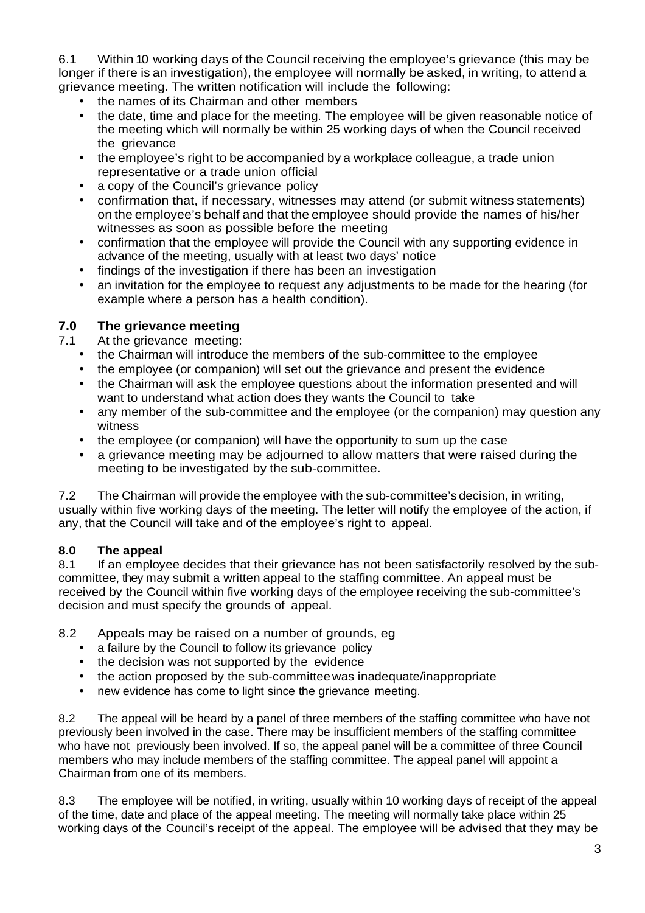6.1 Within 10 working days of the Council receiving the employee's grievance (this may be longer if there is an investigation), the employee will normally be asked, in writing, to attend a grievance meeting. The written notification will include the following:

- the names of its Chairman and other members
- the date, time and place for the meeting. The employee will be given reasonable notice of the meeting which will normally be within 25 working days of when the Council received the grievance
- the employee's right to be accompanied by a workplace colleague, a trade union representative or a trade union official
- a copy of the Council's grievance policy
- confirmation that, if necessary, witnesses may attend (or submit witness statements) on the employee's behalf and that the employee should provide the names of his/her witnesses as soon as possible before the meeting
- confirmation that the employee will provide the Council with any supporting evidence in advance of the meeting, usually with at least two days' notice
- findings of the investigation if there has been an investigation
- an invitation for the employee to request any adjustments to be made for the hearing (for example where a person has a health condition).

## 7.0 The grievance meeting

7.1 At the grievance meeting:

- the Chairman will introduce the members of the sub-committee to the employee
- the employee (or companion) will set out the grievance and present the evidence
- the Chairman will ask the employee questions about the information presented and will want to understand what action does they wants the Council to take
- any member of the sub-committee and the employee (or the companion) may question any witness
- the employee (or companion) will have the opportunity to sum up the case
- a grievance meeting may be adjourned to allow matters that were raised during the meeting to be investigated by the sub-committee.

7.2 The Chairman will provide the employee with the sub-committee's decision, in writing, usually within five working days of the meeting. The letter will notify the employee of the action, if any, that the Council will take and of the employee's right to appeal.

## 8.0 The appeal

8.1 If an employee decides that their grievance has not been satisfactorily resolved by the sub-committee, they may submit a written appeal to the staffing committee. An appeal must be received by the Council within five working days of the employee receiving the sub-committee's decision and must specify the grounds of appeal.

8.2 Appeals may be raised on a number of grounds, eg

- a failure by the Council to follow its grievance policy
- the decision was not supported by the evidence
- the action proposed by the sub-committee was inadequate/inappropriate
- new evidence has come to light since the grievance meeting.

8.2 The appeal will be heard by a panel of three members of the staffing committee who have not previously been involved in the case. There may be insufficient members of the staffing committee who have not previously been involved. If so, the appeal panel will be a committee of three Council members who may include members of the staffing committee. The appeal panel will appoint a Chairman from one of its members.

8.3 The employee will be notified, in writing, usually within 10 working days of receipt of the appeal of the time, date and place of the appeal meeting. The meeting will normally take place within 25 working days of the Council's receipt of the appeal. The employee will be advised that they may be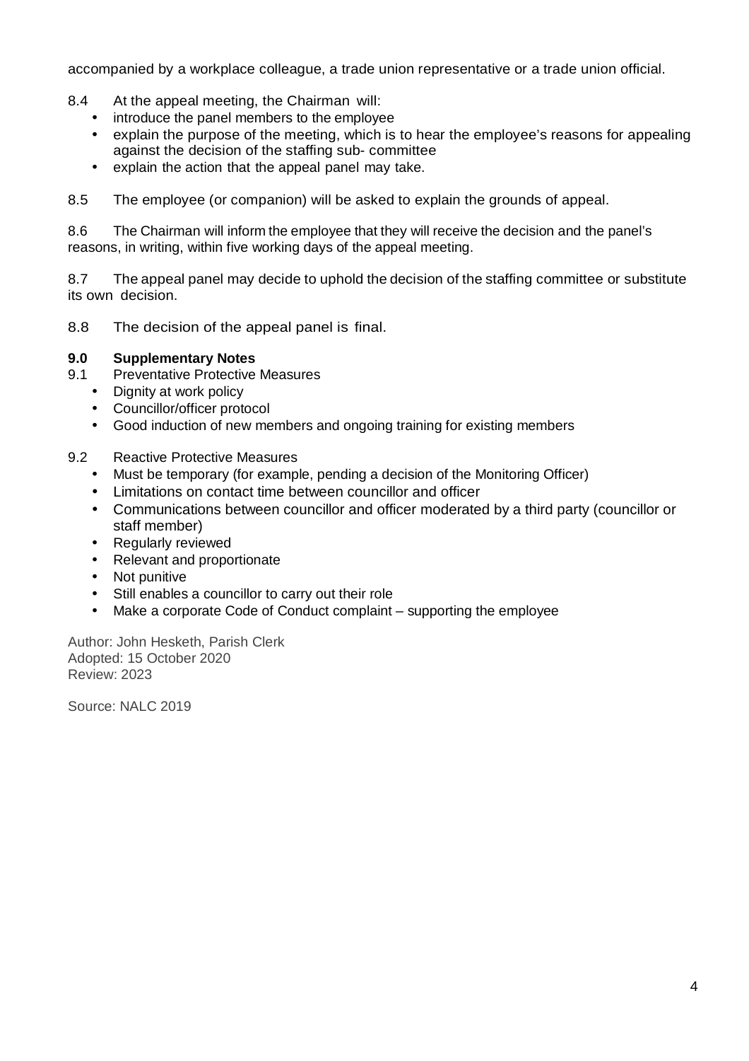accompanied by a workplace colleague, a trade union representative or a trade union official.

8.4 At the appeal meeting, the Chairman will:

- introduce the panel members to the employee
- explain the purpose of the meeting, which is to hear the employee's reasons for appealing against the decision of the staffing sub- committee
- explain the action that the appeal panel may take.

8.5 The employee (or companion) will be asked to explain the grounds of appeal.

8.6 The Chairman will inform the employee that they will receive the decision and the panel's reasons, in writing, within five working days of the appeal meeting.

8.7 The appeal panel may decide to uphold the decision of the staffing committee or substitute its own decision.

8.8 The decision of the appeal panel is final.

**9.0 Supplementary Notes**

9.1 Preventative Protective Measures

- Dignity at work policy
- Councillor/officer protocol
- Good induction of new members and ongoing training for existing members

9.2 Reactive Protective Measures

- Must be temporary (for example, pending a decision of the Monitoring Officer)
- Limitations on contact time between councillor and officer
- Communications between councillor and officer moderated by a third party (councillor or staff member)
- Regularly reviewed
- Relevant and proportionate
- Not punitive
- Still enables a councillor to carry out their role
- Make a corporate Code of Conduct complaint – supporting the employee

Author: John Hesketh, Parish Clerk
Adopted: 15 October 2020
Review: 2023

Source: NALC 2019